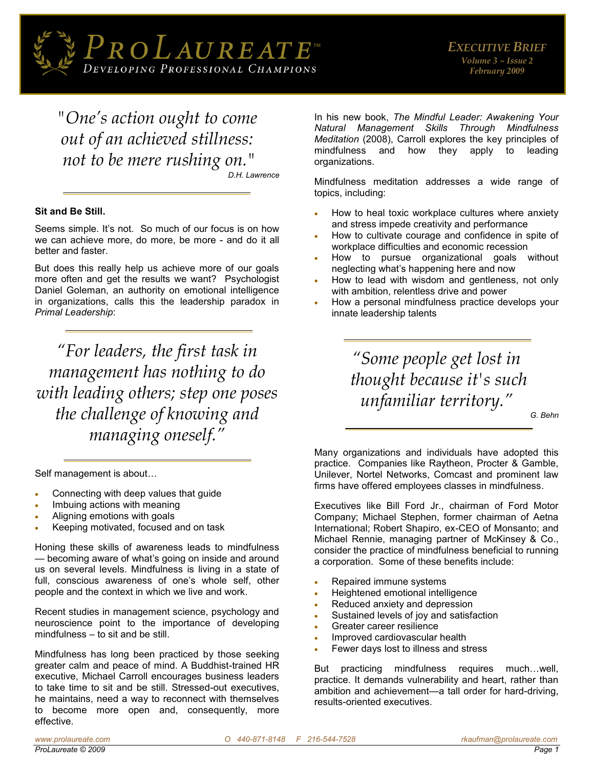# ProLaureate™

*Developing Professional Champions*

**Executive Brief**
*Volume 3 ~ Issue 2*
*February 2009*

> *"One's action ought to come out of an achieved stillness: not to be mere rushing on."*
>
> *D.H. Lawrence*

**Sit and Be Still.**

Seems simple. It's not. So much of our focus is on how we can achieve more, do more, be more - and do it all better and faster.

But does this really help us achieve more of our goals more often and get the results we want? Psychologist Daniel Goleman, an authority on emotional intelligence in organizations, calls this the leadership paradox in *Primal Leadership*:

> *"For leaders, the first task in management has nothing to do with leading others; step one poses the challenge of knowing and managing oneself."*

Self management is about…

- Connecting with deep values that guide
- Imbuing actions with meaning
- Aligning emotions with goals
- Keeping motivated, focused and on task

Honing these skills of awareness leads to mindfulness — becoming aware of what's going on inside and around us on several levels. Mindfulness is living in a state of full, conscious awareness of one's whole self, other people and the context in which we live and work.

Recent studies in management science, psychology and neuroscience point to the importance of developing mindfulness – to sit and be still.

Mindfulness has long been practiced by those seeking greater calm and peace of mind. A Buddhist-trained HR executive, Michael Carroll encourages business leaders to take time to sit and be still. Stressed-out executives, he maintains, need a way to reconnect with themselves to become more open and, consequently, more effective.

In his new book, *The Mindful Leader: Awakening Your Natural Management Skills Through Mindfulness Meditation* (2008), Carroll explores the key principles of mindfulness and how they apply to leading organizations.

Mindfulness meditation addresses a wide range of topics, including:

- How to heal toxic workplace cultures where anxiety and stress impede creativity and performance
- How to cultivate courage and confidence in spite of workplace difficulties and economic recession
- How to pursue organizational goals without neglecting what's happening here and now
- How to lead with wisdom and gentleness, not only with ambition, relentless drive and power
- How a personal mindfulness practice develops your innate leadership talents

> *"Some people get lost in thought because it's such unfamiliar territory."*
>
> *G. Behn*

Many organizations and individuals have adopted this practice. Companies like Raytheon, Procter & Gamble, Unilever, Nortel Networks, Comcast and prominent law firms have offered employees classes in mindfulness.

Executives like Bill Ford Jr., chairman of Ford Motor Company; Michael Stephen, former chairman of Aetna International; Robert Shapiro, ex-CEO of Monsanto; and Michael Rennie, managing partner of McKinsey & Co., consider the practice of mindfulness beneficial to running a corporation. Some of these benefits include:

- Repaired immune systems
- Heightened emotional intelligence
- Reduced anxiety and depression
- Sustained levels of joy and satisfaction
- Greater career resilience
- Improved cardiovascular health
- Fewer days lost to illness and stress

But practicing mindfulness requires much…well, practice. It demands vulnerability and heart, rather than ambition and achievement—a tall order for hard-driving, results-oriented executives.

*www.prolaureate.com* *O 440-871-8148 F 216-544-7528* *rkaufman@prolaureate.com*

*ProLaureate © 2009*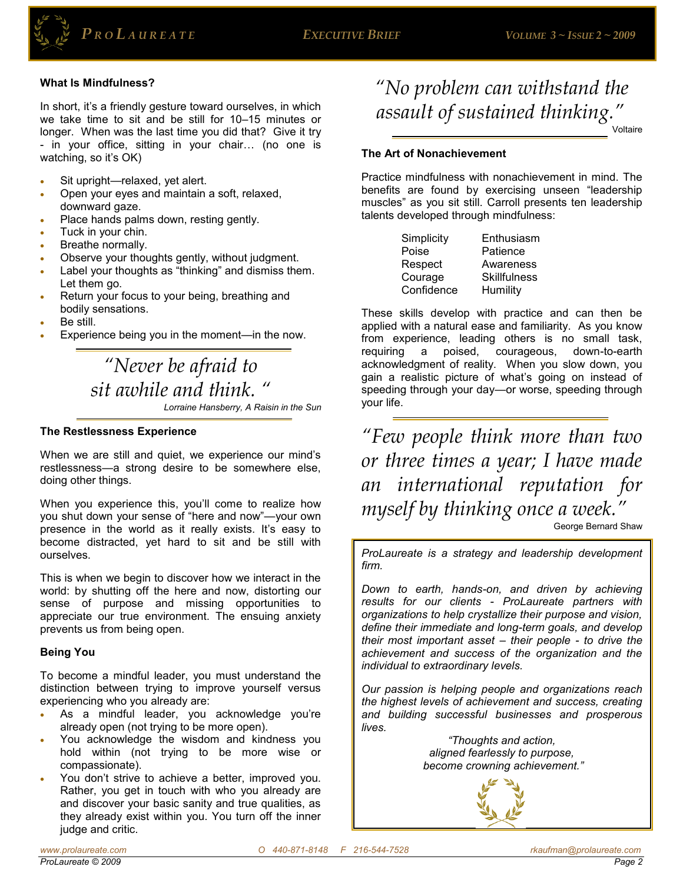### What Is Mindfulness?

In short, it's a friendly gesture toward ourselves, in which we take time to sit and be still for 10–15 minutes or longer. When was the last time you did that? Give it try - in your office, sitting in your chair… (no one is watching, so it's OK)

- Sit upright—relaxed, yet alert.
- Open your eyes and maintain a soft, relaxed, downward gaze.
- Place hands palms down, resting gently.
- Tuck in your chin.
- Breathe normally.
- Observe your thoughts gently, without judgment.
- Label your thoughts as "thinking" and dismiss them. Let them go.
- Return your focus to your being, breathing and bodily sensations.
- Be still.
- Experience being you in the moment—in the now.

> *"Never be afraid to sit awhile and think. "*
>
> *Lorraine Hansberry, A Raisin in the Sun*

### The Restlessness Experience

When we are still and quiet, we experience our mind's restlessness—a strong desire to be somewhere else, doing other things.

When you experience this, you'll come to realize how you shut down your sense of "here and now"—your own presence in the world as it really exists. It's easy to become distracted, yet hard to sit and be still with ourselves.

This is when we begin to discover how we interact in the world: by shutting off the here and now, distorting our sense of purpose and missing opportunities to appreciate our true environment. The ensuing anxiety prevents us from being open.

### Being You

To become a mindful leader, you must understand the distinction between trying to improve yourself versus experiencing who you already are:

- As a mindful leader, you acknowledge you're already open (not trying to be more open).
- You acknowledge the wisdom and kindness you hold within (not trying to be more wise or compassionate).
- You don't strive to achieve a better, improved you. Rather, you get in touch with who you already are and discover your basic sanity and true qualities, as they already exist within you. You turn off the inner judge and critic.

> *"No problem can withstand the assault of sustained thinking."*
>
> Voltaire

### The Art of Nonachievement

Practice mindfulness with nonachievement in mind. The benefits are found by exercising unseen "leadership muscles" as you sit still. Carroll presents ten leadership talents developed through mindfulness:

| | |
|---|---|
| Simplicity | Enthusiasm |
| Poise | Patience |
| Respect | Awareness |
| Courage | Skillfulness |
| Confidence | Humility |

These skills develop with practice and can then be applied with a natural ease and familiarity. As you know from experience, leading others is no small task, requiring a poised, courageous, down-to-earth acknowledgment of reality. When you slow down, you gain a realistic picture of what's going on instead of speeding through your day—or worse, speeding through your life.

> *"Few people think more than two or three times a year; I have made an international reputation for myself by thinking once a week."*
>
> George Bernard Shaw

*ProLaureate is a strategy and leadership development firm.*

*Down to earth, hands-on, and driven by achieving results for our clients - ProLaureate partners with organizations to help crystallize their purpose and vision, define their immediate and long-term goals, and develop their most important asset – their people - to drive the achievement and success of the organization and the individual to extraordinary levels.*

*Our passion is helping people and organizations reach the highest levels of achievement and success, creating and building successful businesses and prosperous lives.*

*"Thoughts and action, aligned fearlessly to purpose, become crowning achievement."*

*www.prolaureate.com* *O 440-871-8148 F 216-544-7528* *rkaufman@prolaureate.com*